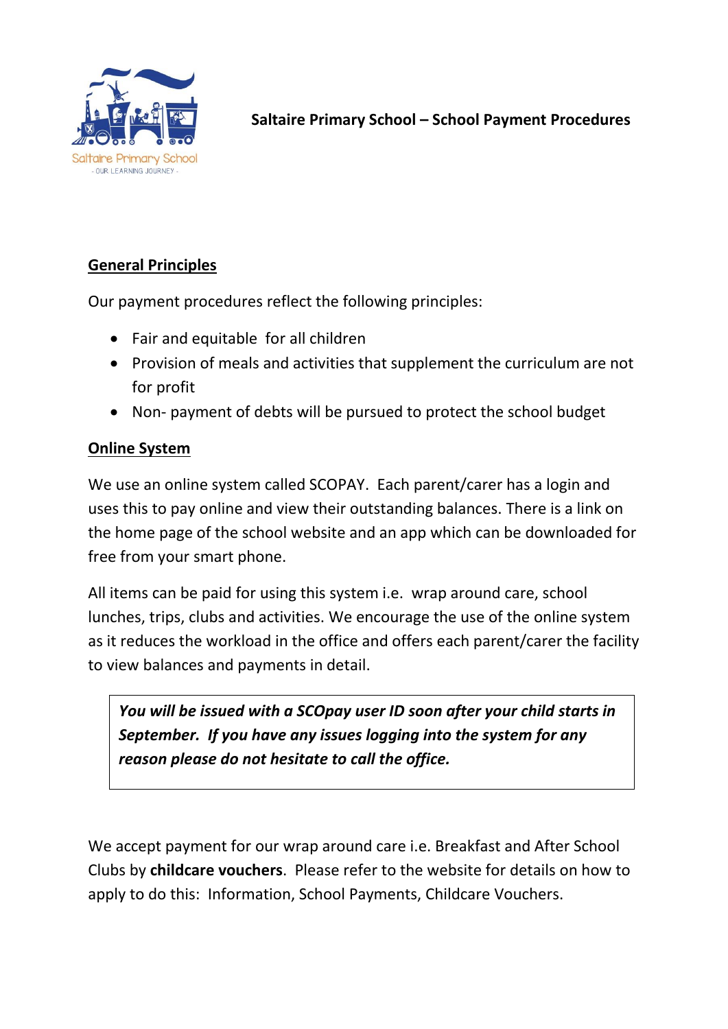# Saltaire Primary School – School Payment Procedures

## General Principles

Our payment procedures reflect the following principles:

- Fair and equitable for all children
- Provision of meals and activities that supplement the curriculum are not for profit
- Non- payment of debts will be pursued to protect the school budget

## Online System

We use an online system called SCOPAY. Each parent/carer has a login and uses this to pay online and view their outstanding balances. There is a link on the home page of the school website and an app which can be downloaded for free from your smart phone.

All items can be paid for using this system i.e. wrap around care, school lunches, trips, clubs and activities. We encourage the use of the online system as it reduces the workload in the office and offers each parent/carer the facility to view balances and payments in detail.

***You will be issued with a SCOpay user ID soon after your child starts in September. If you have any issues logging into the system for any reason please do not hesitate to call the office.***

We accept payment for our wrap around care i.e. Breakfast and After School Clubs by **childcare vouchers**. Please refer to the website for details on how to apply to do this: Information, School Payments, Childcare Vouchers.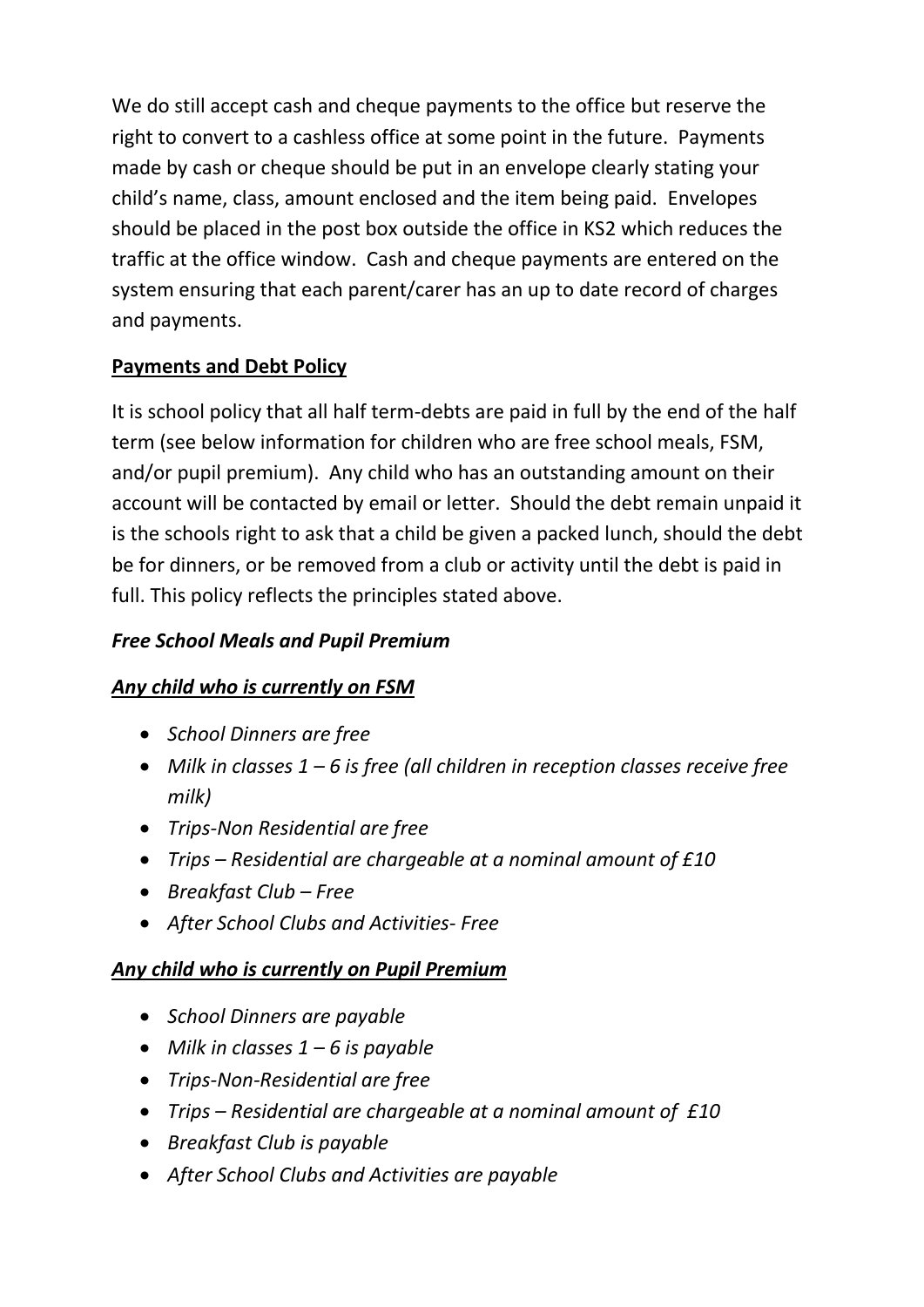We do still accept cash and cheque payments to the office but reserve the right to convert to a cashless office at some point in the future. Payments made by cash or cheque should be put in an envelope clearly stating your child's name, class, amount enclosed and the item being paid. Envelopes should be placed in the post box outside the office in KS2 which reduces the traffic at the office window. Cash and cheque payments are entered on the system ensuring that each parent/carer has an up to date record of charges and payments.

**Payments and Debt Policy**

It is school policy that all half term-debts are paid in full by the end of the half term (see below information for children who are free school meals, FSM, and/or pupil premium). Any child who has an outstanding amount on their account will be contacted by email or letter. Should the debt remain unpaid it is the schools right to ask that a child be given a packed lunch, should the debt be for dinners, or be removed from a club or activity until the debt is paid in full. This policy reflects the principles stated above.

***Free School Meals and Pupil Premium***

***Any child who is currently on FSM***

- *School Dinners are free*
- *Milk in classes 1 – 6 is free (all children in reception classes receive free milk)*
- *Trips-Non Residential are free*
- *Trips – Residential are chargeable at a nominal amount of £10*
- *Breakfast Club – Free*
- *After School Clubs and Activities- Free*

***Any child who is currently on Pupil Premium***

- *School Dinners are payable*
- *Milk in classes 1 – 6 is payable*
- *Trips-Non-Residential are free*
- *Trips – Residential are chargeable at a nominal amount of £10*
- *Breakfast Club is payable*
- *After School Clubs and Activities are payable*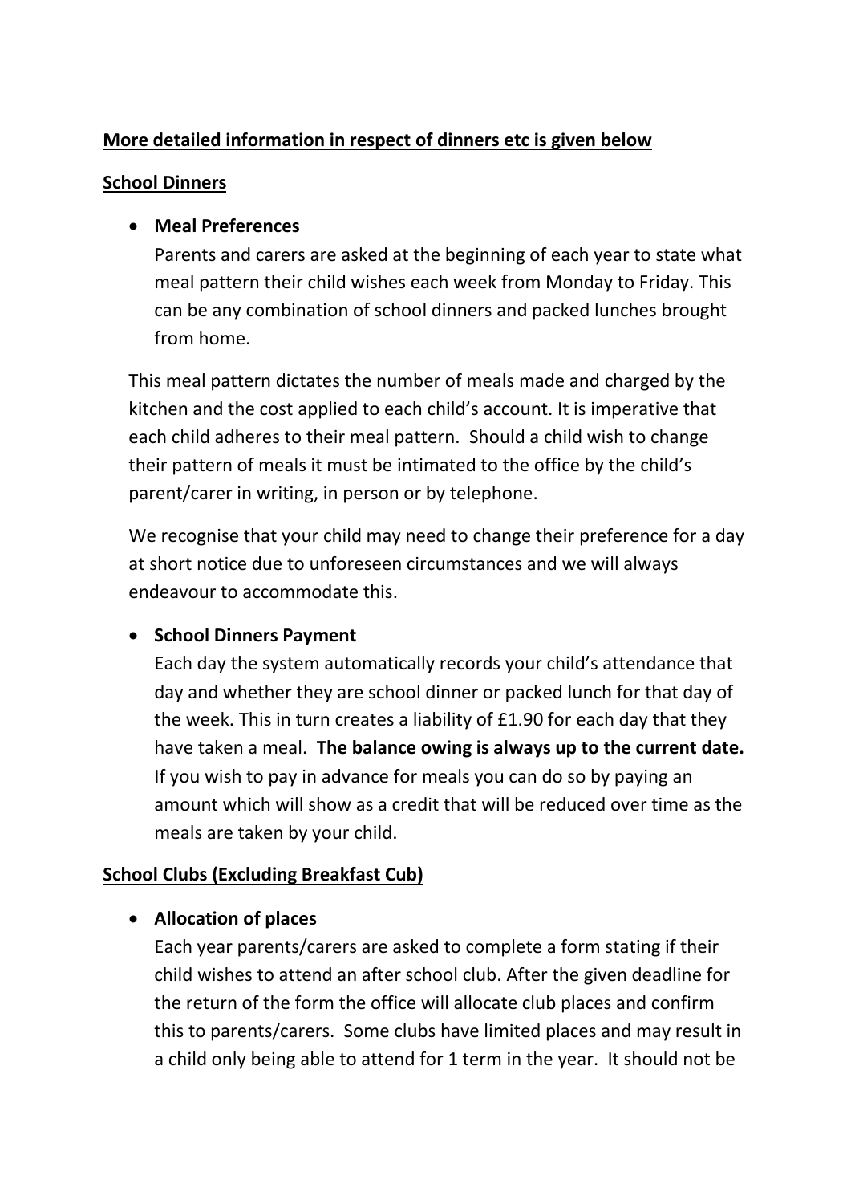**More detailed information in respect of dinners etc is given below**

**School Dinners**

- **Meal Preferences**

  Parents and carers are asked at the beginning of each year to state what meal pattern their child wishes each week from Monday to Friday. This can be any combination of school dinners and packed lunches brought from home.

This meal pattern dictates the number of meals made and charged by the kitchen and the cost applied to each child's account. It is imperative that each child adheres to their meal pattern. Should a child wish to change their pattern of meals it must be intimated to the office by the child's parent/carer in writing, in person or by telephone.

We recognise that your child may need to change their preference for a day at short notice due to unforeseen circumstances and we will always endeavour to accommodate this.

- **School Dinners Payment**

  Each day the system automatically records your child's attendance that day and whether they are school dinner or packed lunch for that day of the week. This in turn creates a liability of £1.90 for each day that they have taken a meal. **The balance owing is always up to the current date.** If you wish to pay in advance for meals you can do so by paying an amount which will show as a credit that will be reduced over time as the meals are taken by your child.

**School Clubs (Excluding Breakfast Cub)**

- **Allocation of places**

  Each year parents/carers are asked to complete a form stating if their child wishes to attend an after school club. After the given deadline for the return of the form the office will allocate club places and confirm this to parents/carers. Some clubs have limited places and may result in a child only being able to attend for 1 term in the year. It should not be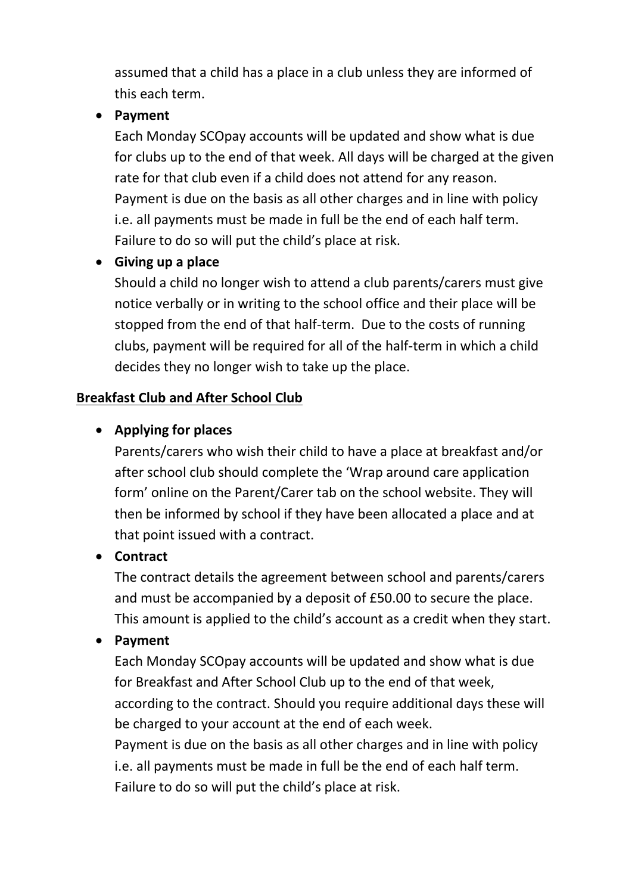assumed that a child has a place in a club unless they are informed of this each term.

- **Payment**

  Each Monday SCOpay accounts will be updated and show what is due for clubs up to the end of that week. All days will be charged at the given rate for that club even if a child does not attend for any reason. Payment is due on the basis as all other charges and in line with policy i.e. all payments must be made in full be the end of each half term. Failure to do so will put the child's place at risk.

- **Giving up a place**

  Should a child no longer wish to attend a club parents/carers must give notice verbally or in writing to the school office and their place will be stopped from the end of that half-term. Due to the costs of running clubs, payment will be required for all of the half-term in which a child decides they no longer wish to take up the place.

## Breakfast Club and After School Club

- **Applying for places**

  Parents/carers who wish their child to have a place at breakfast and/or after school club should complete the 'Wrap around care application form' online on the Parent/Carer tab on the school website. They will then be informed by school if they have been allocated a place and at that point issued with a contract.

- **Contract**

  The contract details the agreement between school and parents/carers and must be accompanied by a deposit of £50.00 to secure the place. This amount is applied to the child's account as a credit when they start.

- **Payment**

  Each Monday SCOpay accounts will be updated and show what is due for Breakfast and After School Club up to the end of that week, according to the contract. Should you require additional days these will be charged to your account at the end of each week.

  Payment is due on the basis as all other charges and in line with policy i.e. all payments must be made in full be the end of each half term. Failure to do so will put the child's place at risk.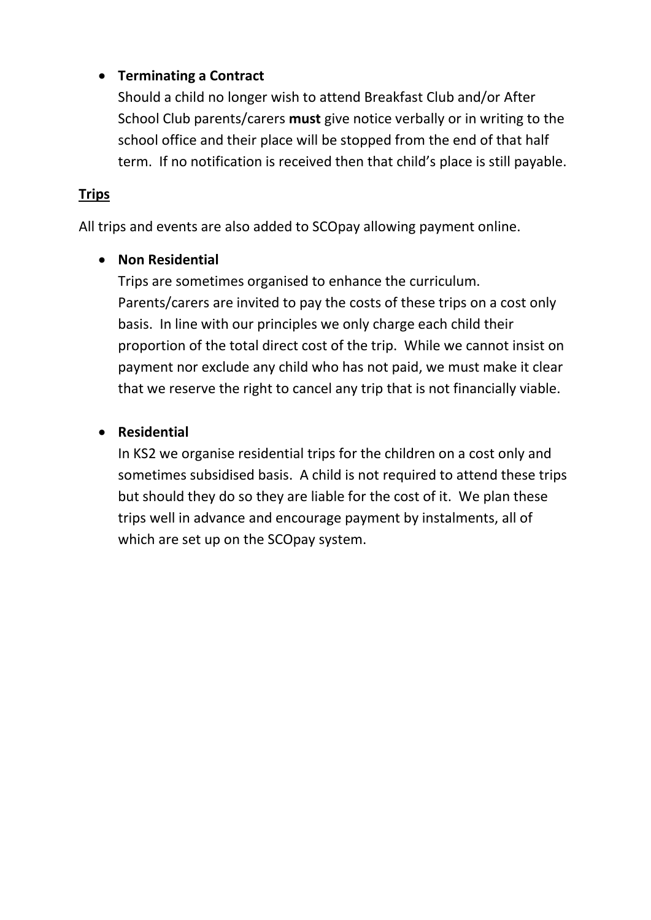- **Terminating a Contract**

  Should a child no longer wish to attend Breakfast Club and/or After School Club parents/carers **must** give notice verbally or in writing to the school office and their place will be stopped from the end of that half term. If no notification is received then that child's place is still payable.

## Trips

All trips and events are also added to SCOpay allowing payment online.

- **Non Residential**

  Trips are sometimes organised to enhance the curriculum. Parents/carers are invited to pay the costs of these trips on a cost only basis. In line with our principles we only charge each child their proportion of the total direct cost of the trip. While we cannot insist on payment nor exclude any child who has not paid, we must make it clear that we reserve the right to cancel any trip that is not financially viable.

- **Residential**

  In KS2 we organise residential trips for the children on a cost only and sometimes subsidised basis. A child is not required to attend these trips but should they do so they are liable for the cost of it. We plan these trips well in advance and encourage payment by instalments, all of which are set up on the SCOpay system.